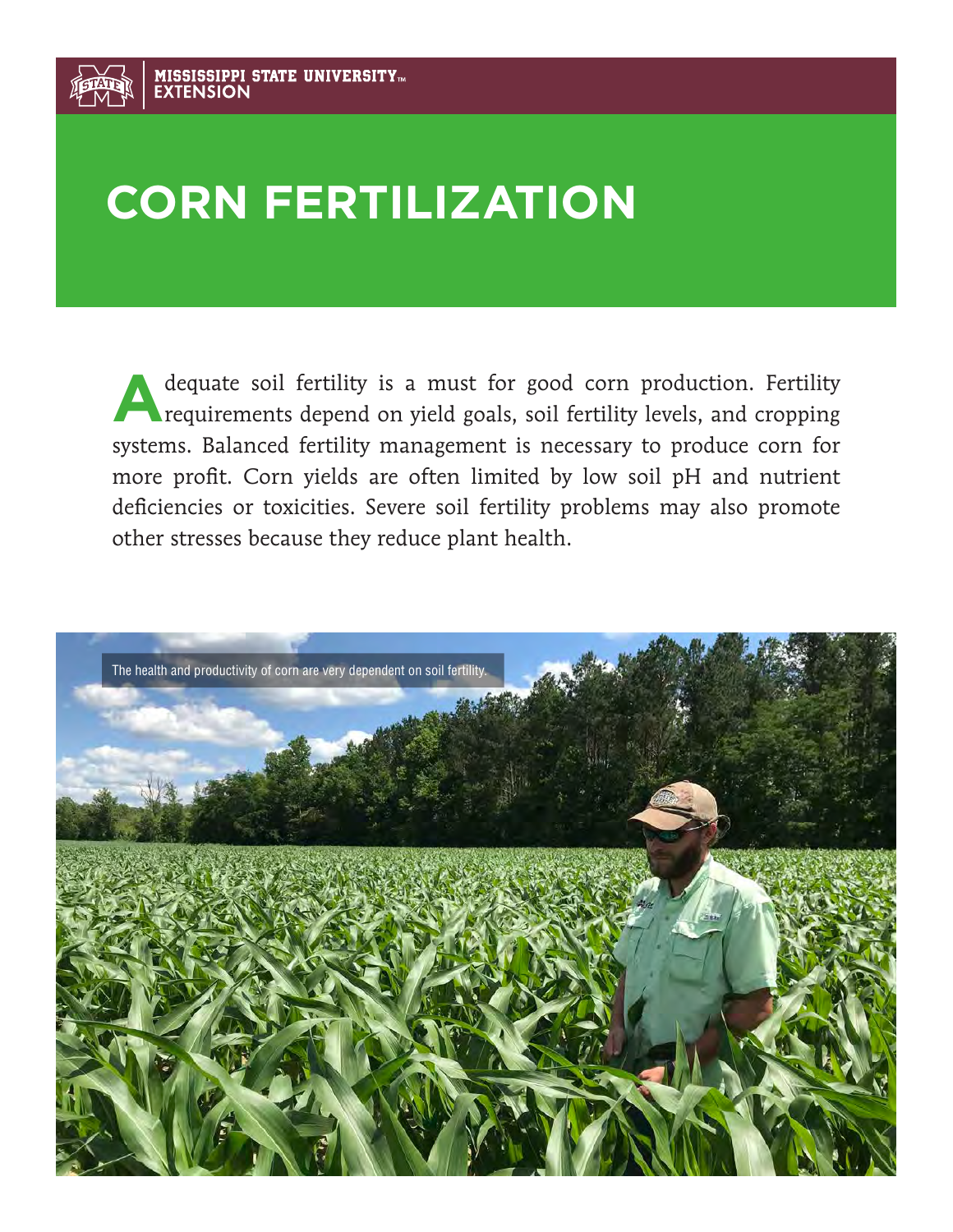# CORN FERTILIZATION

Adequate soil fertility is a must for good corn production. Fertility requirements depend on yield goals, soil fertility levels, and cropping systems. Balanced fertility management is necessary to produce corn for more profit. Corn yields are often limited by low soil pH and nutrient deficiencies or toxicities. Severe soil fertility problems may also promote other stresses because they reduce plant health.

The health and productivity of corn are very dependent on soil fertility.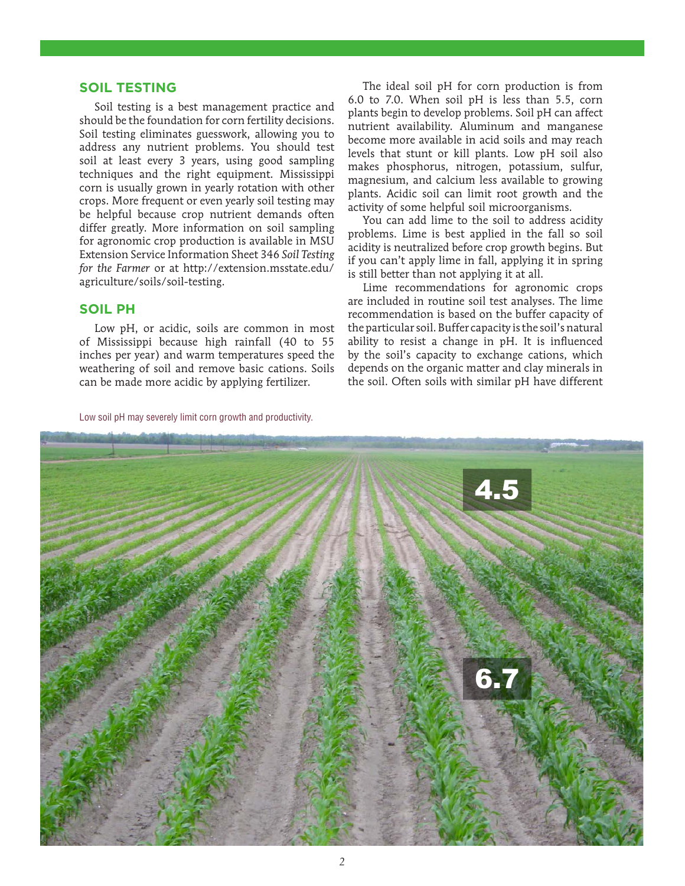## SOIL TESTING

Soil testing is a best management practice and should be the foundation for corn fertility decisions. Soil testing eliminates guesswork, allowing you to address any nutrient problems. You should test soil at least every 3 years, using good sampling techniques and the right equipment. Mississippi corn is usually grown in yearly rotation with other crops. More frequent or even yearly soil testing may be helpful because crop nutrient demands often differ greatly. More information on soil sampling for agronomic crop production is available in MSU Extension Service Information Sheet 346 *Soil Testing for the Farmer* or at http://extension.msstate.edu/agriculture/soils/soil-testing.

## SOIL PH

Low pH, or acidic, soils are common in most of Mississippi because high rainfall (40 to 55 inches per year) and warm temperatures speed the weathering of soil and remove basic cations. Soils can be made more acidic by applying fertilizer.

The ideal soil pH for corn production is from 6.0 to 7.0. When soil pH is less than 5.5, corn plants begin to develop problems. Soil pH can affect nutrient availability. Aluminum and manganese become more available in acid soils and may reach levels that stunt or kill plants. Low pH soil also makes phosphorus, nitrogen, potassium, sulfur, magnesium, and calcium less available to growing plants. Acidic soil can limit root growth and the activity of some helpful soil microorganisms.

You can add lime to the soil to address acidity problems. Lime is best applied in the fall so soil acidity is neutralized before crop growth begins. But if you can't apply lime in fall, applying it in spring is still better than not applying it at all.

Lime recommendations for agronomic crops are included in routine soil test analyses. The lime recommendation is based on the buffer capacity of the particular soil. Buffer capacity is the soil's natural ability to resist a change in pH. It is influenced by the soil's capacity to exchange cations, which depends on the organic matter and clay minerals in the soil. Often soils with similar pH have different

Low soil pH may severely limit corn growth and productivity.

4.5

6.7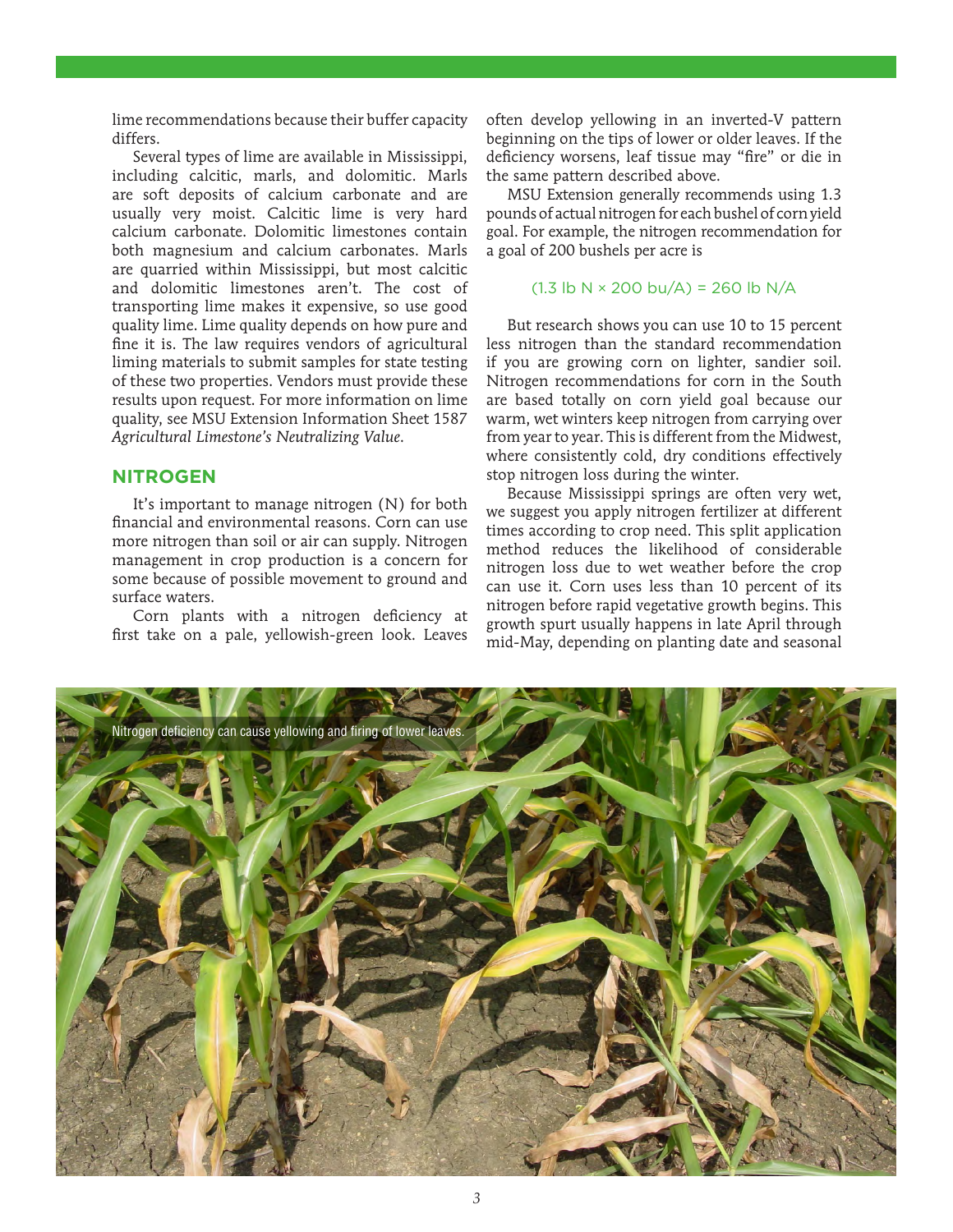lime recommendations because their buffer capacity differs.

Several types of lime are available in Mississippi, including calcitic, marls, and dolomitic. Marls are soft deposits of calcium carbonate and are usually very moist. Calcitic lime is very hard calcium carbonate. Dolomitic limestones contain both magnesium and calcium carbonates. Marls are quarried within Mississippi, but most calcitic and dolomitic limestones aren't. The cost of transporting lime makes it expensive, so use good quality lime. Lime quality depends on how pure and fine it is. The law requires vendors of agricultural liming materials to submit samples for state testing of these two properties. Vendors must provide these results upon request. For more information on lime quality, see MSU Extension Information Sheet 1587 *Agricultural Limestone's Neutralizing Value*.

## NITROGEN

It's important to manage nitrogen (N) for both financial and environmental reasons. Corn can use more nitrogen than soil or air can supply. Nitrogen management in crop production is a concern for some because of possible movement to ground and surface waters.

Corn plants with a nitrogen deficiency at first take on a pale, yellowish-green look. Leaves often develop yellowing in an inverted-V pattern beginning on the tips of lower or older leaves. If the deficiency worsens, leaf tissue may "fire" or die in the same pattern described above.

MSU Extension generally recommends using 1.3 pounds of actual nitrogen for each bushel of corn yield goal. For example, the nitrogen recommendation for a goal of 200 bushels per acre is

$$(1.3 \text{ lb N} \times 200 \text{ bu/A}) = 260 \text{ lb N/A}$$

But research shows you can use 10 to 15 percent less nitrogen than the standard recommendation if you are growing corn on lighter, sandier soil. Nitrogen recommendations for corn in the South are based totally on corn yield goal because our warm, wet winters keep nitrogen from carrying over from year to year. This is different from the Midwest, where consistently cold, dry conditions effectively stop nitrogen loss during the winter.

Because Mississippi springs are often very wet, we suggest you apply nitrogen fertilizer at different times according to crop need. This split application method reduces the likelihood of considerable nitrogen loss due to wet weather before the crop can use it. Corn uses less than 10 percent of its nitrogen before rapid vegetative growth begins. This growth spurt usually happens in late April through mid-May, depending on planting date and seasonal

Nitrogen deficiency can cause yellowing and firing of lower leaves.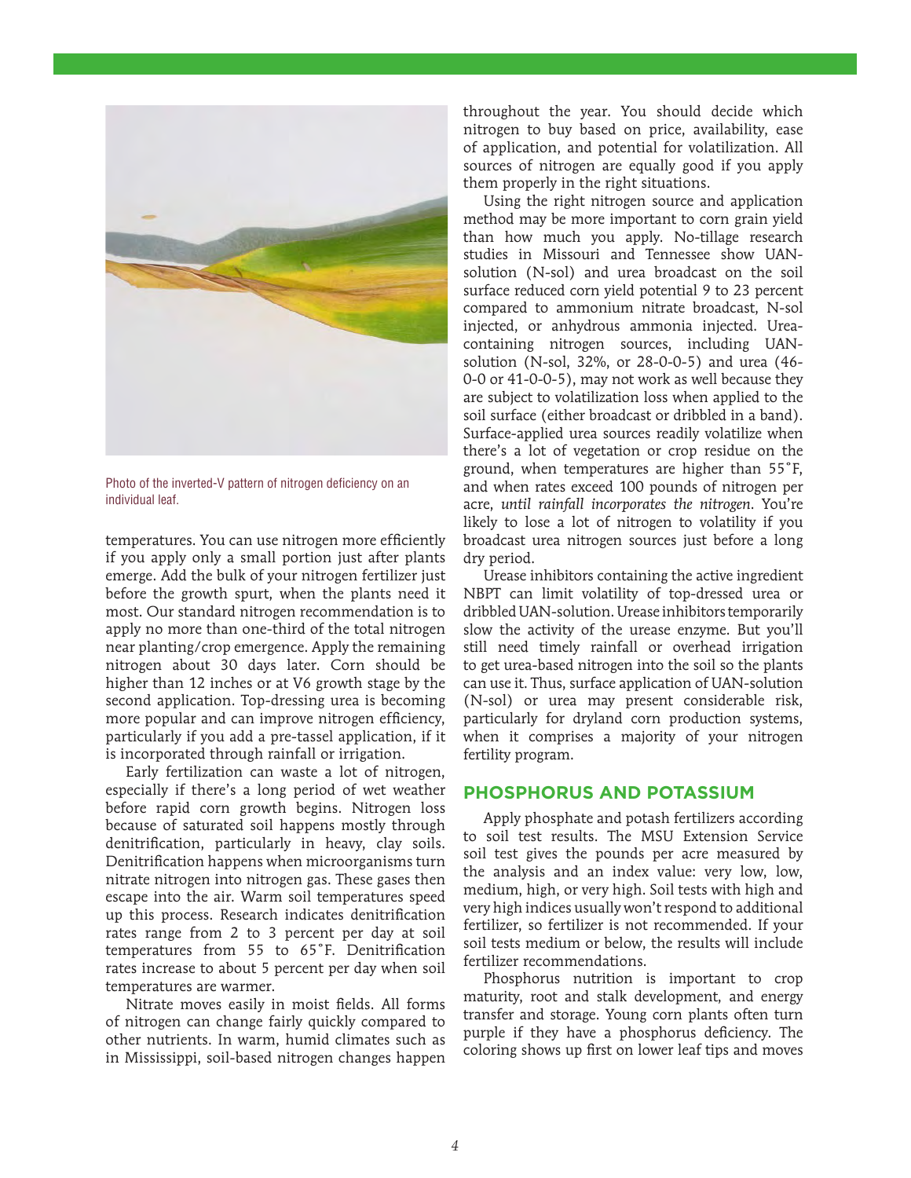Photo of the inverted-V pattern of nitrogen deficiency on an individual leaf.

temperatures. You can use nitrogen more efficiently if you apply only a small portion just after plants emerge. Add the bulk of your nitrogen fertilizer just before the growth spurt, when the plants need it most. Our standard nitrogen recommendation is to apply no more than one-third of the total nitrogen near planting/crop emergence. Apply the remaining nitrogen about 30 days later. Corn should be higher than 12 inches or at V6 growth stage by the second application. Top-dressing urea is becoming more popular and can improve nitrogen efficiency, particularly if you add a pre-tassel application, if it is incorporated through rainfall or irrigation.

Early fertilization can waste a lot of nitrogen, especially if there's a long period of wet weather before rapid corn growth begins. Nitrogen loss because of saturated soil happens mostly through denitrification, particularly in heavy, clay soils. Denitrification happens when microorganisms turn nitrate nitrogen into nitrogen gas. These gases then escape into the air. Warm soil temperatures speed up this process. Research indicates denitrification rates range from 2 to 3 percent per day at soil temperatures from 55 to 65˚F. Denitrification rates increase to about 5 percent per day when soil temperatures are warmer.

Nitrate moves easily in moist fields. All forms of nitrogen can change fairly quickly compared to other nutrients. In warm, humid climates such as in Mississippi, soil-based nitrogen changes happen throughout the year. You should decide which nitrogen to buy based on price, availability, ease of application, and potential for volatilization. All sources of nitrogen are equally good if you apply them properly in the right situations.

Using the right nitrogen source and application method may be more important to corn grain yield than how much you apply. No-tillage research studies in Missouri and Tennessee show UAN-solution (N-sol) and urea broadcast on the soil surface reduced corn yield potential 9 to 23 percent compared to ammonium nitrate broadcast, N-sol injected, or anhydrous ammonia injected. Urea-containing nitrogen sources, including UAN-solution (N-sol, 32%, or 28-0-0-5) and urea (46-0-0 or 41-0-0-5), may not work as well because they are subject to volatilization loss when applied to the soil surface (either broadcast or dribbled in a band). Surface-applied urea sources readily volatilize when there's a lot of vegetation or crop residue on the ground, when temperatures are higher than 55˚F, and when rates exceed 100 pounds of nitrogen per acre, *until rainfall incorporates the nitrogen*. You're likely to lose a lot of nitrogen to volatility if you broadcast urea nitrogen sources just before a long dry period.

Urease inhibitors containing the active ingredient NBPT can limit volatility of top-dressed urea or dribbled UAN-solution. Urease inhibitors temporarily slow the activity of the urease enzyme. But you'll still need timely rainfall or overhead irrigation to get urea-based nitrogen into the soil so the plants can use it. Thus, surface application of UAN-solution (N-sol) or urea may present considerable risk, particularly for dryland corn production systems, when it comprises a majority of your nitrogen fertility program.

## PHOSPHORUS AND POTASSIUM

Apply phosphate and potash fertilizers according to soil test results. The MSU Extension Service soil test gives the pounds per acre measured by the analysis and an index value: very low, low, medium, high, or very high. Soil tests with high and very high indices usually won't respond to additional fertilizer, so fertilizer is not recommended. If your soil tests medium or below, the results will include fertilizer recommendations.

Phosphorus nutrition is important to crop maturity, root and stalk development, and energy transfer and storage. Young corn plants often turn purple if they have a phosphorus deficiency. The coloring shows up first on lower leaf tips and moves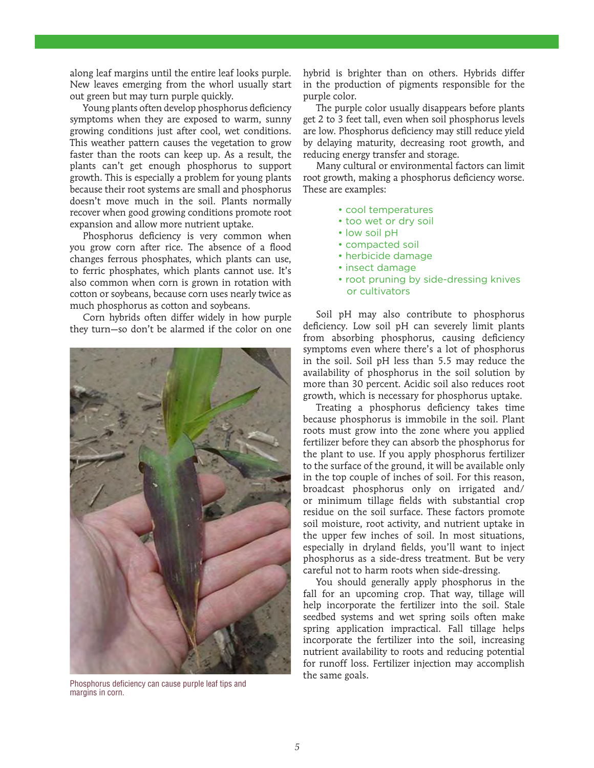along leaf margins until the entire leaf looks purple. New leaves emerging from the whorl usually start out green but may turn purple quickly.

Young plants often develop phosphorus deficiency symptoms when they are exposed to warm, sunny growing conditions just after cool, wet conditions. This weather pattern causes the vegetation to grow faster than the roots can keep up. As a result, the plants can't get enough phosphorus to support growth. This is especially a problem for young plants because their root systems are small and phosphorus doesn't move much in the soil. Plants normally recover when good growing conditions promote root expansion and allow more nutrient uptake.

Phosphorus deficiency is very common when you grow corn after rice. The absence of a flood changes ferrous phosphates, which plants can use, to ferric phosphates, which plants cannot use. It's also common when corn is grown in rotation with cotton or soybeans, because corn uses nearly twice as much phosphorus as cotton and soybeans.

Corn hybrids often differ widely in how purple they turn—so don't be alarmed if the color on one hybrid is brighter than on others. Hybrids differ in the production of pigments responsible for the purple color.

Phosphorus deficiency can cause purple leaf tips and margins in corn.

The purple color usually disappears before plants get 2 to 3 feet tall, even when soil phosphorus levels are low. Phosphorus deficiency may still reduce yield by delaying maturity, decreasing root growth, and reducing energy transfer and storage.

Many cultural or environmental factors can limit root growth, making a phosphorus deficiency worse. These are examples:

- cool temperatures
- too wet or dry soil
- low soil pH
- compacted soil
- herbicide damage
- insect damage
- root pruning by side-dressing knives or cultivators

Soil pH may also contribute to phosphorus deficiency. Low soil pH can severely limit plants from absorbing phosphorus, causing deficiency symptoms even where there's a lot of phosphorus in the soil. Soil pH less than 5.5 may reduce the availability of phosphorus in the soil solution by more than 30 percent. Acidic soil also reduces root growth, which is necessary for phosphorus uptake.

Treating a phosphorus deficiency takes time because phosphorus is immobile in the soil. Plant roots must grow into the zone where you applied fertilizer before they can absorb the phosphorus for the plant to use. If you apply phosphorus fertilizer to the surface of the ground, it will be available only in the top couple of inches of soil. For this reason, broadcast phosphorus only on irrigated and/or minimum tillage fields with substantial crop residue on the soil surface. These factors promote soil moisture, root activity, and nutrient uptake in the upper few inches of soil. In most situations, especially in dryland fields, you'll want to inject phosphorus as a side-dress treatment. But be very careful not to harm roots when side-dressing.

You should generally apply phosphorus in the fall for an upcoming crop. That way, tillage will help incorporate the fertilizer into the soil. Stale seedbed systems and wet spring soils often make spring application impractical. Fall tillage helps incorporate the fertilizer into the soil, increasing nutrient availability to roots and reducing potential for runoff loss. Fertilizer injection may accomplish the same goals.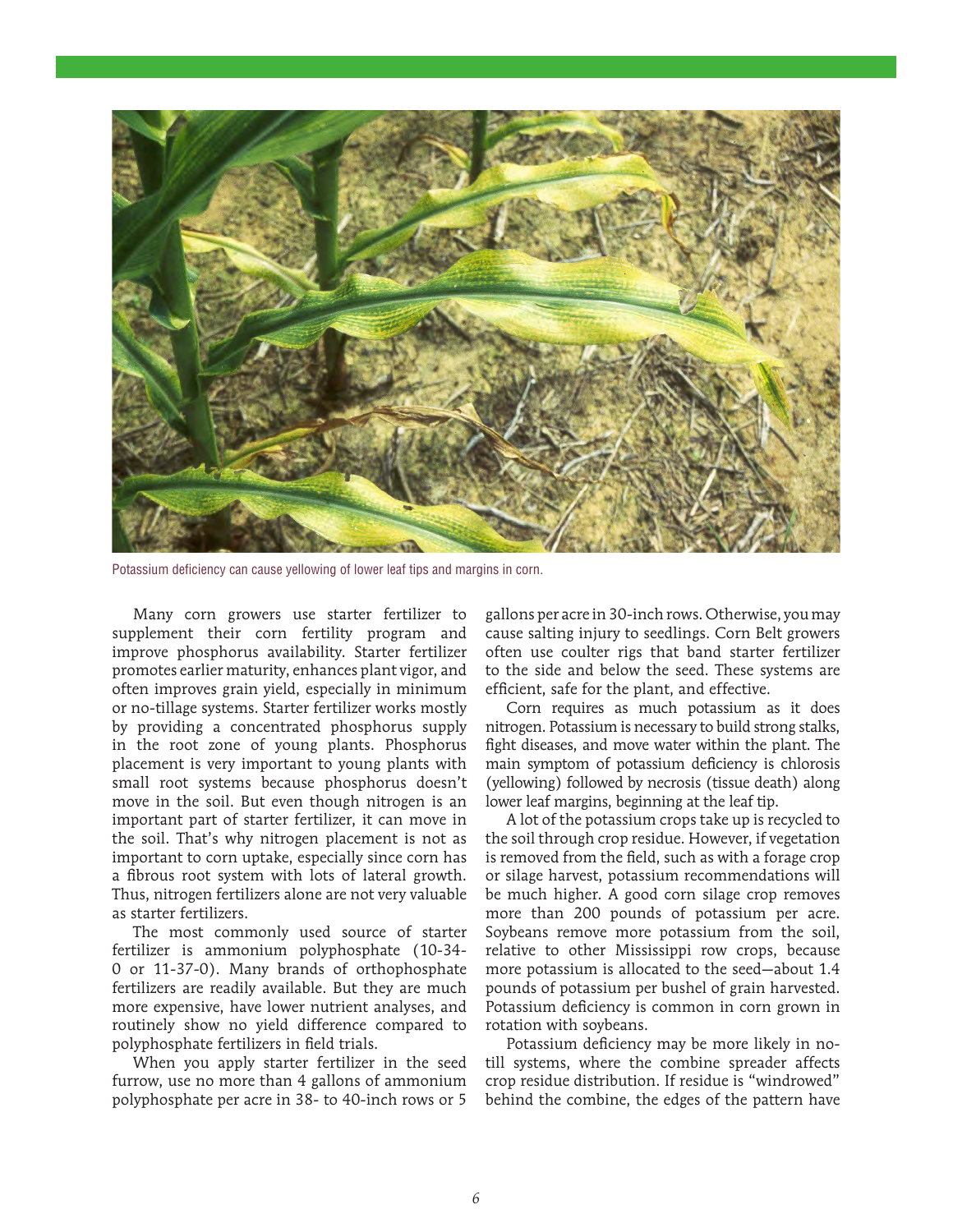Potassium deficiency can cause yellowing of lower leaf tips and margins in corn.

Many corn growers use starter fertilizer to supplement their corn fertility program and improve phosphorus availability. Starter fertilizer promotes earlier maturity, enhances plant vigor, and often improves grain yield, especially in minimum or no-tillage systems. Starter fertilizer works mostly by providing a concentrated phosphorus supply in the root zone of young plants. Phosphorus placement is very important to young plants with small root systems because phosphorus doesn't move in the soil. But even though nitrogen is an important part of starter fertilizer, it can move in the soil. That's why nitrogen placement is not as important to corn uptake, especially since corn has a fibrous root system with lots of lateral growth. Thus, nitrogen fertilizers alone are not very valuable as starter fertilizers.

The most commonly used source of starter fertilizer is ammonium polyphosphate (10-34-0 or 11-37-0). Many brands of orthophosphate fertilizers are readily available. But they are much more expensive, have lower nutrient analyses, and routinely show no yield difference compared to polyphosphate fertilizers in field trials.

When you apply starter fertilizer in the seed furrow, use no more than 4 gallons of ammonium polyphosphate per acre in 38- to 40-inch rows or 5 gallons per acre in 30-inch rows. Otherwise, you may cause salting injury to seedlings. Corn Belt growers often use coulter rigs that band starter fertilizer to the side and below the seed. These systems are efficient, safe for the plant, and effective.

Corn requires as much potassium as it does nitrogen. Potassium is necessary to build strong stalks, fight diseases, and move water within the plant. The main symptom of potassium deficiency is chlorosis (yellowing) followed by necrosis (tissue death) along lower leaf margins, beginning at the leaf tip.

A lot of the potassium crops take up is recycled to the soil through crop residue. However, if vegetation is removed from the field, such as with a forage crop or silage harvest, potassium recommendations will be much higher. A good corn silage crop removes more than 200 pounds of potassium per acre. Soybeans remove more potassium from the soil, relative to other Mississippi row crops, because more potassium is allocated to the seed—about 1.4 pounds of potassium per bushel of grain harvested. Potassium deficiency is common in corn grown in rotation with soybeans.

Potassium deficiency may be more likely in no-till systems, where the combine spreader affects crop residue distribution. If residue is "windrowed" behind the combine, the edges of the pattern have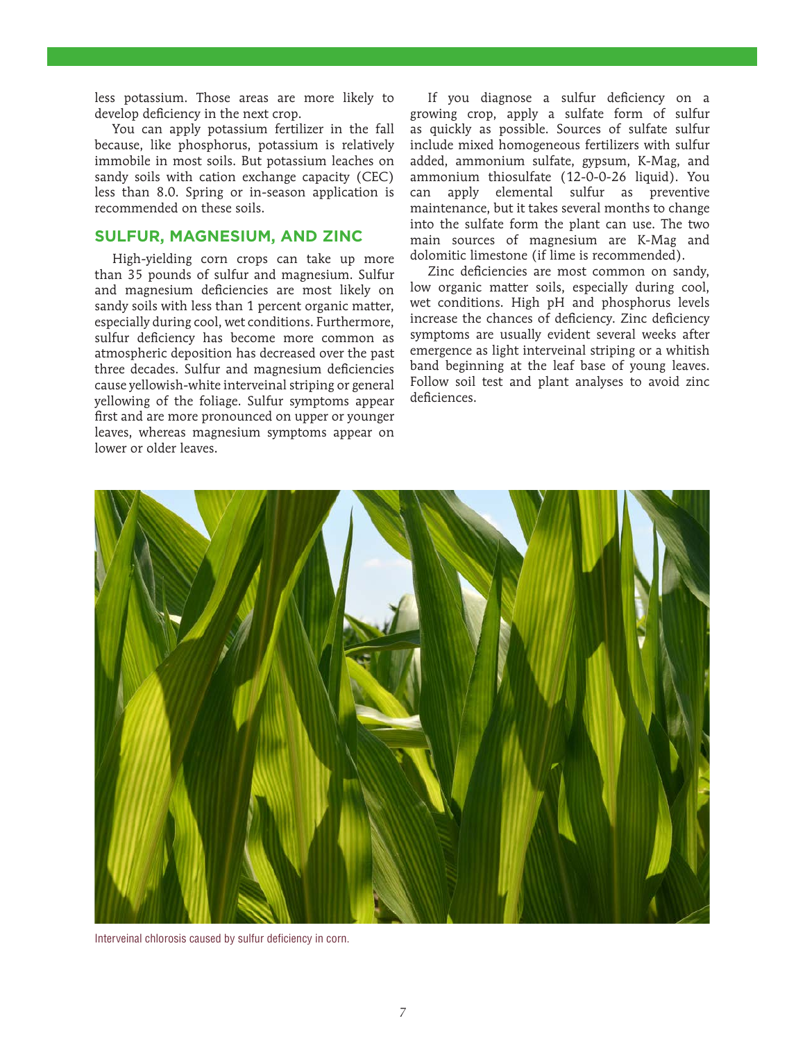less potassium. Those areas are more likely to develop deficiency in the next crop.

You can apply potassium fertilizer in the fall because, like phosphorus, potassium is relatively immobile in most soils. But potassium leaches on sandy soils with cation exchange capacity (CEC) less than 8.0. Spring or in-season application is recommended on these soils.

## SULFUR, MAGNESIUM, AND ZINC

High-yielding corn crops can take up more than 35 pounds of sulfur and magnesium. Sulfur and magnesium deficiencies are most likely on sandy soils with less than 1 percent organic matter, especially during cool, wet conditions. Furthermore, sulfur deficiency has become more common as atmospheric deposition has decreased over the past three decades. Sulfur and magnesium deficiencies cause yellowish-white interveinal striping or general yellowing of the foliage. Sulfur symptoms appear first and are more pronounced on upper or younger leaves, whereas magnesium symptoms appear on lower or older leaves.

If you diagnose a sulfur deficiency on a growing crop, apply a sulfate form of sulfur as quickly as possible. Sources of sulfate sulfur include mixed homogeneous fertilizers with sulfur added, ammonium sulfate, gypsum, K-Mag, and ammonium thiosulfate (12-0-0-26 liquid). You can apply elemental sulfur as preventive maintenance, but it takes several months to change into the sulfate form the plant can use. The two main sources of magnesium are K-Mag and dolomitic limestone (if lime is recommended).

Zinc deficiencies are most common on sandy, low organic matter soils, especially during cool, wet conditions. High pH and phosphorus levels increase the chances of deficiency. Zinc deficiency symptoms are usually evident several weeks after emergence as light interveinal striping or a whitish band beginning at the leaf base of young leaves. Follow soil test and plant analyses to avoid zinc deficiences.

Interveinal chlorosis caused by sulfur deficiency in corn.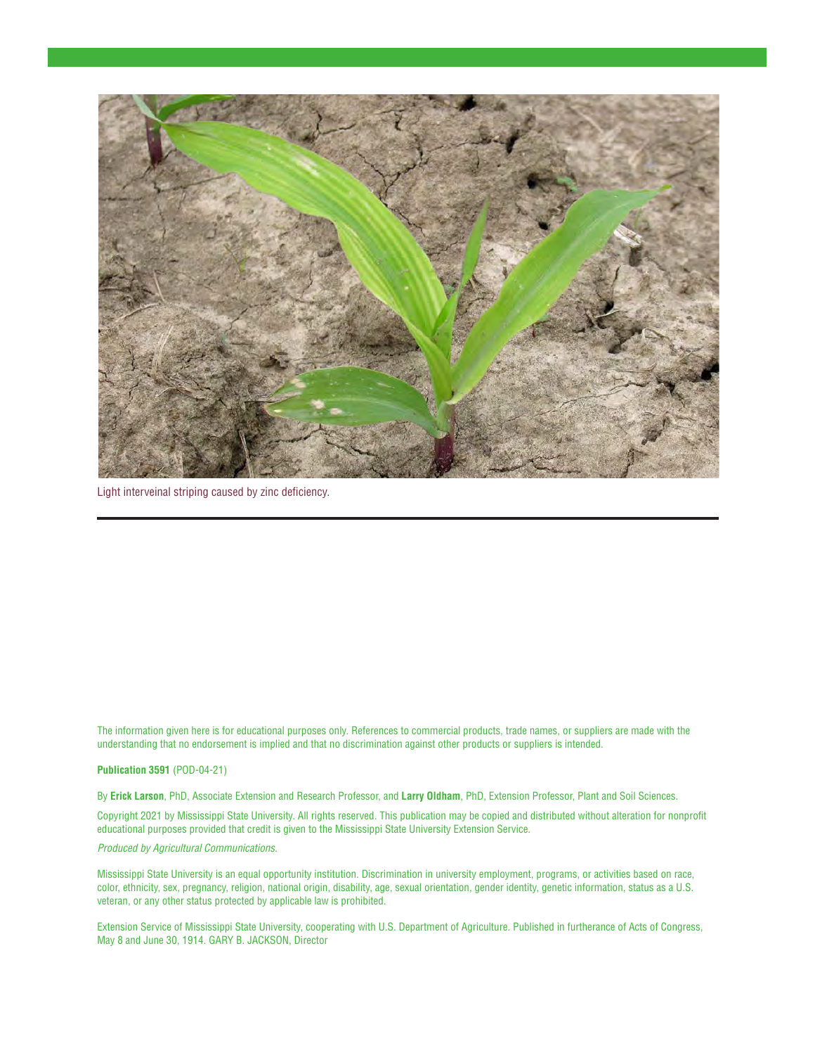Light interveinal striping caused by zinc deficiency.

The information given here is for educational purposes only. References to commercial products, trade names, or suppliers are made with the understanding that no endorsement is implied and that no discrimination against other products or suppliers is intended.

**Publication 3591** (POD-04-21)

By **Erick Larson**, PhD, Associate Extension and Research Professor, and **Larry Oldham**, PhD, Extension Professor, Plant and Soil Sciences.

Copyright 2021 by Mississippi State University. All rights reserved. This publication may be copied and distributed without alteration for nonprofit educational purposes provided that credit is given to the Mississippi State University Extension Service.

*Produced by Agricultural Communications.*

Mississippi State University is an equal opportunity institution. Discrimination in university employment, programs, or activities based on race, color, ethnicity, sex, pregnancy, religion, national origin, disability, age, sexual orientation, gender identity, genetic information, status as a U.S. veteran, or any other status protected by applicable law is prohibited.

Extension Service of Mississippi State University, cooperating with U.S. Department of Agriculture. Published in furtherance of Acts of Congress, May 8 and June 30, 1914. GARY B. JACKSON, Director